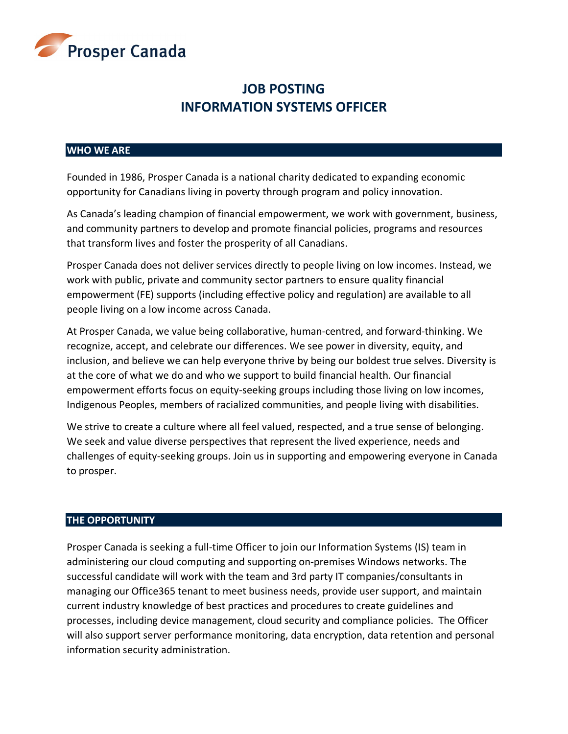Prosper Canada

# JOB POSTING
# INFORMATION SYSTEMS OFFICER

## WHO WE ARE

Founded in 1986, Prosper Canada is a national charity dedicated to expanding economic opportunity for Canadians living in poverty through program and policy innovation.

As Canada's leading champion of financial empowerment, we work with government, business, and community partners to develop and promote financial policies, programs and resources that transform lives and foster the prosperity of all Canadians.

Prosper Canada does not deliver services directly to people living on low incomes. Instead, we work with public, private and community sector partners to ensure quality financial empowerment (FE) supports (including effective policy and regulation) are available to all people living on a low income across Canada.

At Prosper Canada, we value being collaborative, human-centred, and forward-thinking. We recognize, accept, and celebrate our differences. We see power in diversity, equity, and inclusion, and believe we can help everyone thrive by being our boldest true selves. Diversity is at the core of what we do and who we support to build financial health. Our financial empowerment efforts focus on equity-seeking groups including those living on low incomes, Indigenous Peoples, members of racialized communities, and people living with disabilities.

We strive to create a culture where all feel valued, respected, and a true sense of belonging. We seek and value diverse perspectives that represent the lived experience, needs and challenges of equity-seeking groups. Join us in supporting and empowering everyone in Canada to prosper.

## THE OPPORTUNITY

Prosper Canada is seeking a full-time Officer to join our Information Systems (IS) team in administering our cloud computing and supporting on-premises Windows networks. The successful candidate will work with the team and 3rd party IT companies/consultants in managing our Office365 tenant to meet business needs, provide user support, and maintain current industry knowledge of best practices and procedures to create guidelines and processes, including device management, cloud security and compliance policies. The Officer will also support server performance monitoring, data encryption, data retention and personal information security administration.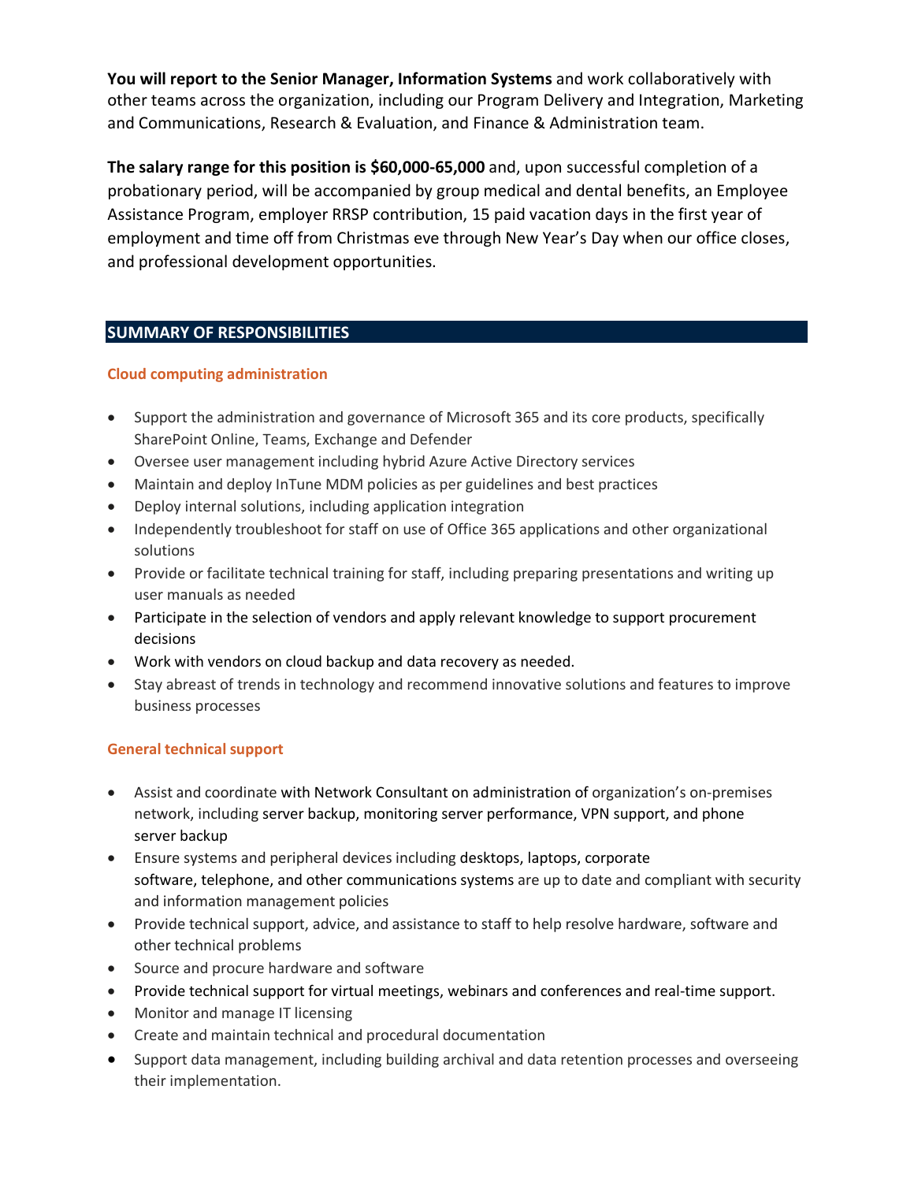**You will report to the Senior Manager, Information Systems** and work collaboratively with other teams across the organization, including our Program Delivery and Integration, Marketing and Communications, Research & Evaluation, and Finance & Administration team.

**The salary range for this position is $60,000-65,000** and, upon successful completion of a probationary period, will be accompanied by group medical and dental benefits, an Employee Assistance Program, employer RRSP contribution, 15 paid vacation days in the first year of employment and time off from Christmas eve through New Year's Day when our office closes, and professional development opportunities.

## SUMMARY OF RESPONSIBILITIES

### Cloud computing administration

- Support the administration and governance of Microsoft 365 and its core products, specifically SharePoint Online, Teams, Exchange and Defender
- Oversee user management including hybrid Azure Active Directory services
- Maintain and deploy InTune MDM policies as per guidelines and best practices
- Deploy internal solutions, including application integration
- Independently troubleshoot for staff on use of Office 365 applications and other organizational solutions
- Provide or facilitate technical training for staff, including preparing presentations and writing up user manuals as needed
- Participate in the selection of vendors and apply relevant knowledge to support procurement decisions
- Work with vendors on cloud backup and data recovery as needed.
- Stay abreast of trends in technology and recommend innovative solutions and features to improve business processes

### General technical support

- Assist and coordinate with Network Consultant on administration of organization's on-premises network, including server backup, monitoring server performance, VPN support, and phone server backup
- Ensure systems and peripheral devices including desktops, laptops, corporate software, telephone, and other communications systems are up to date and compliant with security and information management policies
- Provide technical support, advice, and assistance to staff to help resolve hardware, software and other technical problems
- Source and procure hardware and software
- Provide technical support for virtual meetings, webinars and conferences and real-time support.
- Monitor and manage IT licensing
- Create and maintain technical and procedural documentation
- Support data management, including building archival and data retention processes and overseeing their implementation.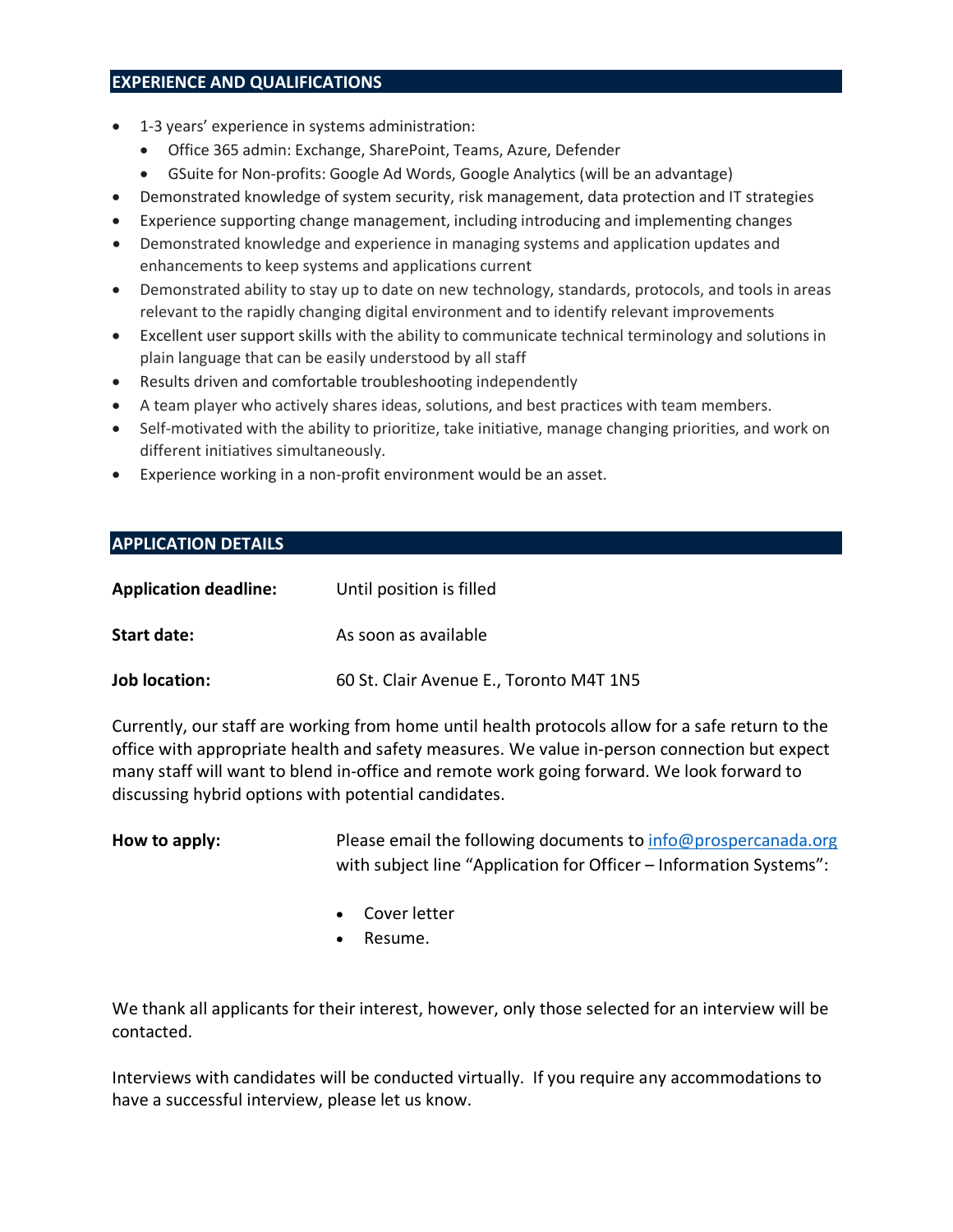## EXPERIENCE AND QUALIFICATIONS

- 1-3 years' experience in systems administration:
  - Office 365 admin: Exchange, SharePoint, Teams, Azure, Defender
  - GSuite for Non-profits: Google Ad Words, Google Analytics (will be an advantage)
- Demonstrated knowledge of system security, risk management, data protection and IT strategies
- Experience supporting change management, including introducing and implementing changes
- Demonstrated knowledge and experience in managing systems and application updates and enhancements to keep systems and applications current
- Demonstrated ability to stay up to date on new technology, standards, protocols, and tools in areas relevant to the rapidly changing digital environment and to identify relevant improvements
- Excellent user support skills with the ability to communicate technical terminology and solutions in plain language that can be easily understood by all staff
- Results driven and comfortable troubleshooting independently
- A team player who actively shares ideas, solutions, and best practices with team members.
- Self-motivated with the ability to prioritize, take initiative, manage changing priorities, and work on different initiatives simultaneously.
- Experience working in a non-profit environment would be an asset.

## APPLICATION DETAILS

**Application deadline:** Until position is filled

**Start date:** As soon as available

**Job location:** 60 St. Clair Avenue E., Toronto M4T 1N5

Currently, our staff are working from home until health protocols allow for a safe return to the office with appropriate health and safety measures. We value in-person connection but expect many staff will want to blend in-office and remote work going forward. We look forward to discussing hybrid options with potential candidates.

**How to apply:** Please email the following documents to info@prospercanada.org with subject line "Application for Officer – Information Systems":

- Cover letter
- Resume.

We thank all applicants for their interest, however, only those selected for an interview will be contacted.

Interviews with candidates will be conducted virtually. If you require any accommodations to have a successful interview, please let us know.